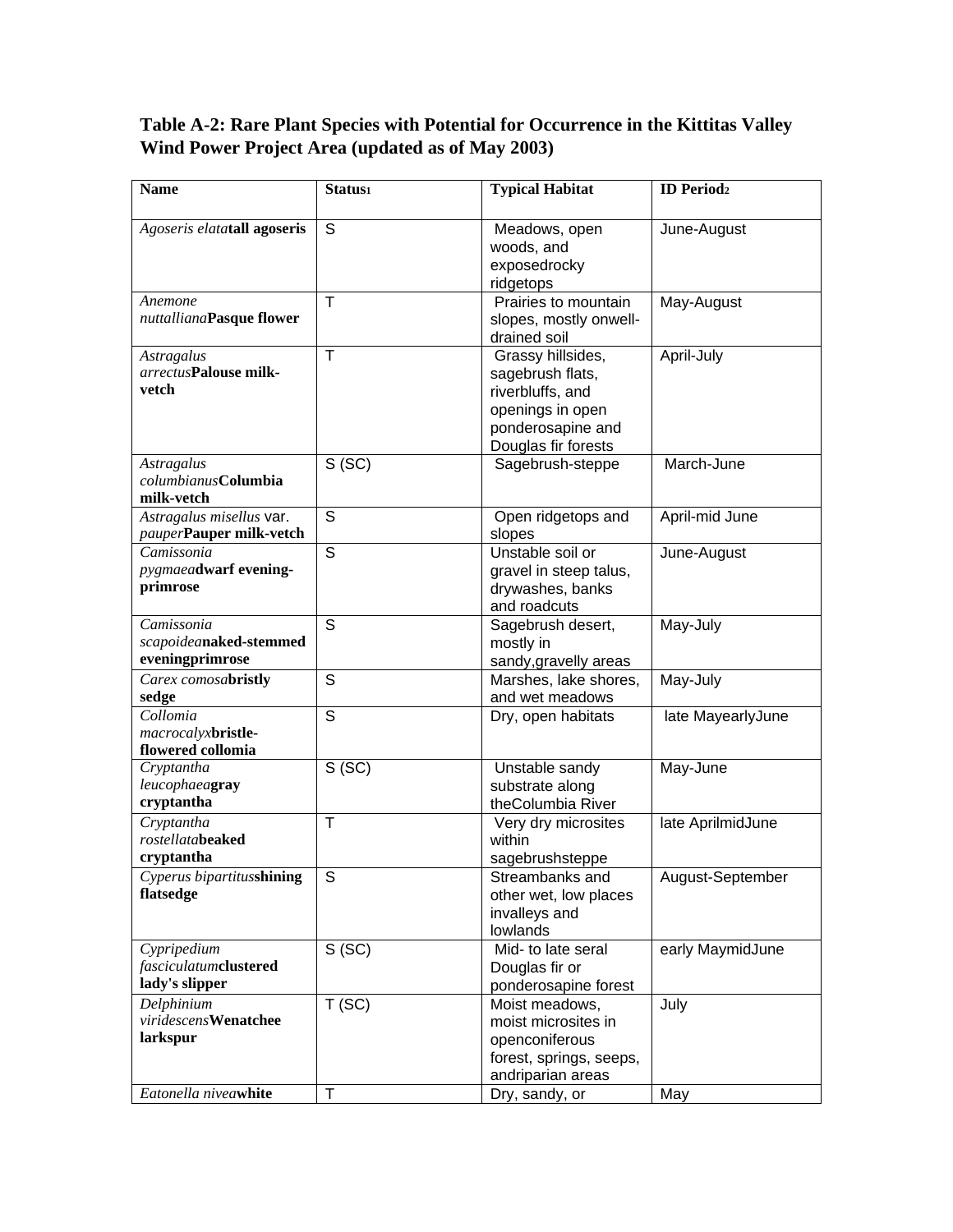**Table A-2: Rare Plant Species with Potential for Occurrence in the Kittitas Valley Wind Power Project Area (updated as of May 2003)**

| Name | Status[1] | Typical Habitat | ID Period[2] |
|---|---|---|---|
| *Agoseris elata* **tall agoseris** | S | Meadows, open woods, and exposedrocky ridgetops | June-August |
| *Anemone nuttalliana* **Pasque flower** | T | Prairies to mountain slopes, mostly onwell-drained soil | May-August |
| *Astragalus arrectus* **Palouse milk-vetch** | T | Grassy hillsides, sagebrush flats, riverbluffs, and openings in open ponderosapine and Douglas fir forests | April-July |
| *Astragalus columbianus* **Columbia milk-vetch** | S (SC) | Sagebrush-steppe | March-June |
| *Astragalus misellus* var. *pauper* **Pauper milk-vetch** | S | Open ridgetops and slopes | April-mid June |
| *Camissonia pygmaea* **dwarf evening-primrose** | S | Unstable soil or gravel in steep talus, drywashes, banks and roadcuts | June-August |
| *Camissonia scapoidea* **naked-stemmed eveningprimrose** | S | Sagebrush desert, mostly in sandy,gravelly areas | May-July |
| *Carex comosa* **bristly sedge** | S | Marshes, lake shores, and wet meadows | May-July |
| *Collomia macrocalyx* **bristle-flowered collomia** | S | Dry, open habitats | late MayearlyJune |
| *Cryptantha leucophaea* **gray cryptantha** | S (SC) | Unstable sandy substrate along theColumbia River | May-June |
| *Cryptantha rostellata* **beaked cryptantha** | T | Very dry microsites within sagebrushsteppe | late AprilmidJune |
| *Cyperus bipartitus* **shining flatsedge** | S | Streambanks and other wet, low places invalleys and lowlands | August-September |
| *Cypripedium fasciculatum* **clustered lady's slipper** | S (SC) | Mid- to late seral Douglas fir or ponderosapine forest | early MaymidJune |
| *Delphinium viridescens* **Wenatchee larkspur** | T (SC) | Moist meadows, moist microsites in openconiferous forest, springs, seeps, andriparian areas | July |
| *Eatonella nivea* **white** | T | Dry, sandy, or | May |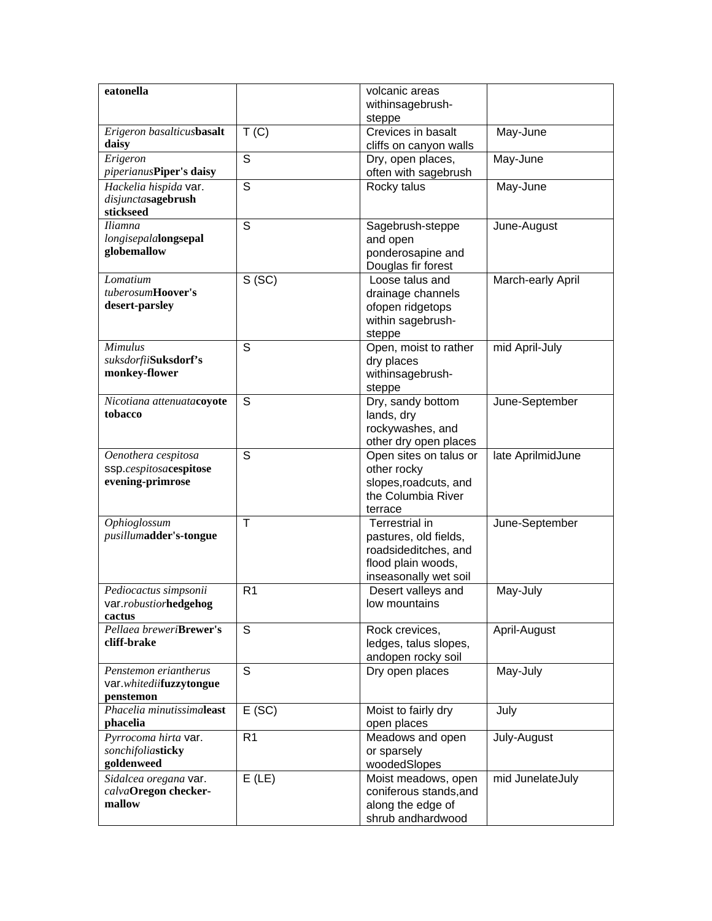| | | | |
|---|---|---|---|
| **eatonella** | | volcanic areas withinsagebrush-steppe | |
| *Erigeron basalticus***basalt daisy** | T (C) | Crevices in basalt cliffs on canyon walls | May-June |
| *Erigeron piperianus***Piper's daisy** | S | Dry, open places, often with sagebrush | May-June |
| *Hackelia hispida* var. *disjuncta***sagebrush stickseed** | S | Rocky talus | May-June |
| *Iliamna longisepala***longsepal globemallow** | S | Sagebrush-steppe and open ponderosapine and Douglas fir forest | June-August |
| *Lomatium tuberosum***Hoover's desert-parsley** | S (SC) | Loose talus and drainage channels ofopen ridgetops within sagebrush-steppe | March-early April |
| *Mimulus suksdorfii***Suksdorf's monkey-flower** | S | Open, moist to rather dry places withinsagebrush-steppe | mid April-July |
| *Nicotiana attenuata***coyote tobacco** | S | Dry, sandy bottom lands, dry rockywashes, and other dry open places | June-September |
| *Oenothera cespitosa* ssp.*cespitosa***cespitose evening-primrose** | S | Open sites on talus or other rocky slopes,roadcuts, and the Columbia River terrace | late AprilmidJune |
| *Ophioglossum pusillum***adder's-tongue** | T | Terrestrial in pastures, old fields, roadsideditches, and flood plain woods, inseasonally wet soil | June-September |
| *Pediocactus simpsonii* var.*robustior***hedgehog cactus** | R1 | Desert valleys and low mountains | May-July |
| *Pellaea breweri***Brewer's cliff-brake** | S | Rock crevices, ledges, talus slopes, andopen rocky soil | April-August |
| *Penstemon eriantherus* var.*whitedii***fuzzytongue penstemon** | S | Dry open places | May-July |
| *Phacelia minutissima***least phacelia** | E (SC) | Moist to fairly dry open places | July |
| *Pyrrocoma hirta* var. *sonchifolia***sticky goldenweed** | R1 | Meadows and open or sparsely woodedSlopes | July-August |
| *Sidalcea oregana* var. *calva***Oregon checker-mallow** | E (LE) | Moist meadows, open coniferous stands,and along the edge of shrub andhardwood | mid JunelateJuly |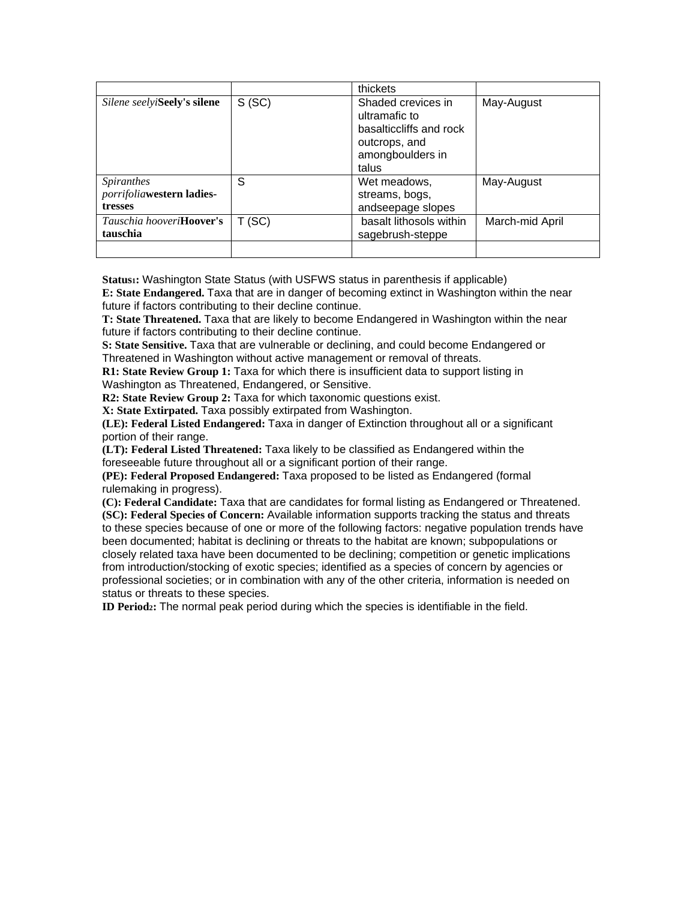| | | | |
|---|---|---|---|
| | | thickets | |
| *Silene seelyi* **Seely's silene** | S (SC) | Shaded crevices in ultramafic to basalticcliffs and rock outcrops, and amongboulders in talus | May-August |
| *Spiranthes porrifolia* **western ladies-tresses** | S | Wet meadows, streams, bogs, andseepage slopes | May-August |
| *Tauschia hooveri* **Hoover's tauschia** | T (SC) | basalt lithosols within sagebrush-steppe | March-mid April |
| | | | |

**Status[1]:** Washington State Status (with USFWS status in parenthesis if applicable)
**E: State Endangered.** Taxa that are in danger of becoming extinct in Washington within the near future if factors contributing to their decline continue.
**T: State Threatened.** Taxa that are likely to become Endangered in Washington within the near future if factors contributing to their decline continue.
**S: State Sensitive.** Taxa that are vulnerable or declining, and could become Endangered or Threatened in Washington without active management or removal of threats.
**R1: State Review Group 1:** Taxa for which there is insufficient data to support listing in Washington as Threatened, Endangered, or Sensitive.
**R2: State Review Group 2:** Taxa for which taxonomic questions exist.
**X: State Extirpated.** Taxa possibly extirpated from Washington.
**(LE): Federal Listed Endangered:** Taxa in danger of Extinction throughout all or a significant portion of their range.
**(LT): Federal Listed Threatened:** Taxa likely to be classified as Endangered within the foreseeable future throughout all or a significant portion of their range.
**(PE): Federal Proposed Endangered:** Taxa proposed to be listed as Endangered (formal rulemaking in progress).
**(C): Federal Candidate:** Taxa that are candidates for formal listing as Endangered or Threatened.
**(SC): Federal Species of Concern:** Available information supports tracking the status and threats to these species because of one or more of the following factors: negative population trends have been documented; habitat is declining or threats to the habitat are known; subpopulations or closely related taxa have been documented to be declining; competition or genetic implications from introduction/stocking of exotic species; identified as a species of concern by agencies or professional societies; or in combination with any of the other criteria, information is needed on status or threats to these species.
**ID Period[2]:** The normal peak period during which the species is identifiable in the field.